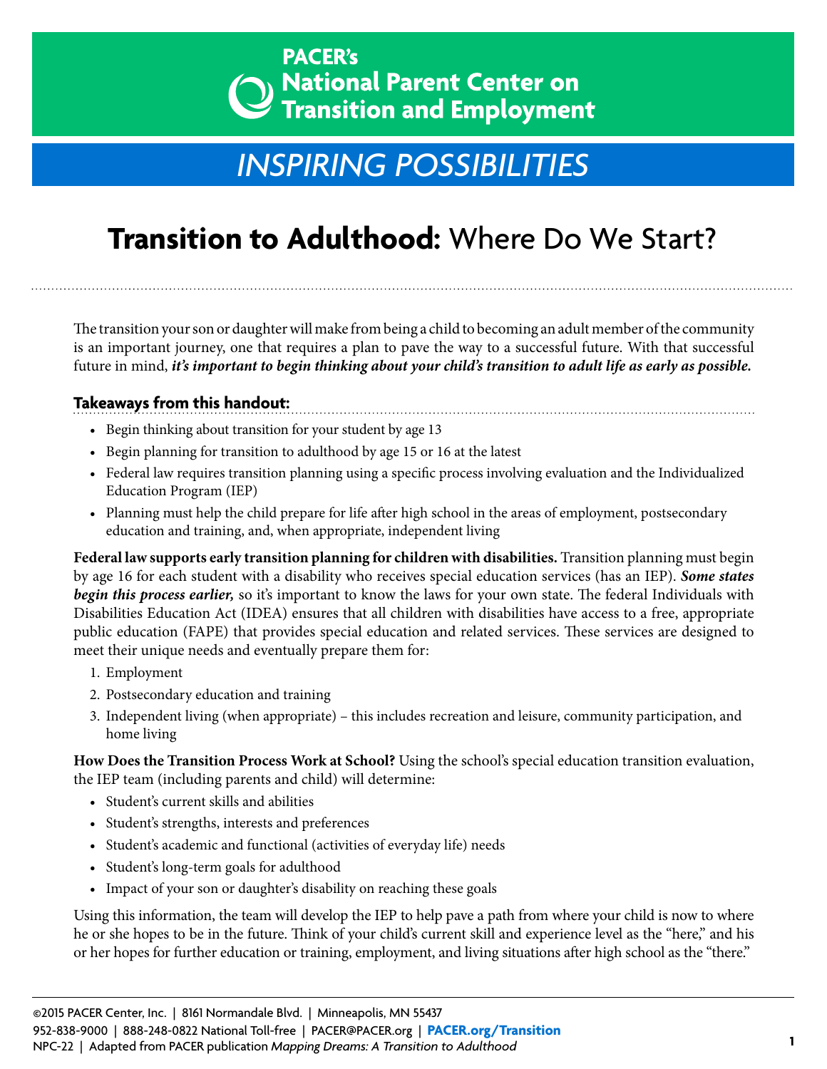PACER's
National Parent Center on Transition and Employment

## *INSPIRING POSSIBILITIES*

# **Transition to Adulthood:** Where Do We Start?

The transition your son or daughter will make from being a child to becoming an adult member of the community is an important journey, one that requires a plan to pave the way to a successful future. With that successful future in mind, ***it's important to begin thinking about your child's transition to adult life as early as possible.***

### Takeaways from this handout:

- Begin thinking about transition for your student by age 13
- Begin planning for transition to adulthood by age 15 or 16 at the latest
- Federal law requires transition planning using a specific process involving evaluation and the Individualized Education Program (IEP)
- Planning must help the child prepare for life after high school in the areas of employment, postsecondary education and training, and, when appropriate, independent living

**Federal law supports early transition planning for children with disabilities.** Transition planning must begin by age 16 for each student with a disability who receives special education services (has an IEP). ***Some states begin this process earlier,*** so it's important to know the laws for your own state. The federal Individuals with Disabilities Education Act (IDEA) ensures that all children with disabilities have access to a free, appropriate public education (FAPE) that provides special education and related services. These services are designed to meet their unique needs and eventually prepare them for:

1. Employment
2. Postsecondary education and training
3. Independent living (when appropriate) – this includes recreation and leisure, community participation, and home living

**How Does the Transition Process Work at School?** Using the school's special education transition evaluation, the IEP team (including parents and child) will determine:

- Student's current skills and abilities
- Student's strengths, interests and preferences
- Student's academic and functional (activities of everyday life) needs
- Student's long-term goals for adulthood
- Impact of your son or daughter's disability on reaching these goals

Using this information, the team will develop the IEP to help pave a path from where your child is now to where he or she hopes to be in the future. Think of your child's current skill and experience level as the "here," and his or her hopes for further education or training, employment, and living situations after high school as the "there."

©2015 PACER Center, Inc. | 8161 Normandale Blvd. | Minneapolis, MN 55437
952-838-9000 | 888-248-0822 National Toll-free | PACER@PACER.org | **PACER.org/Transition**
NPC-22 | Adapted from PACER publication *Mapping Dreams: A Transition to Adulthood*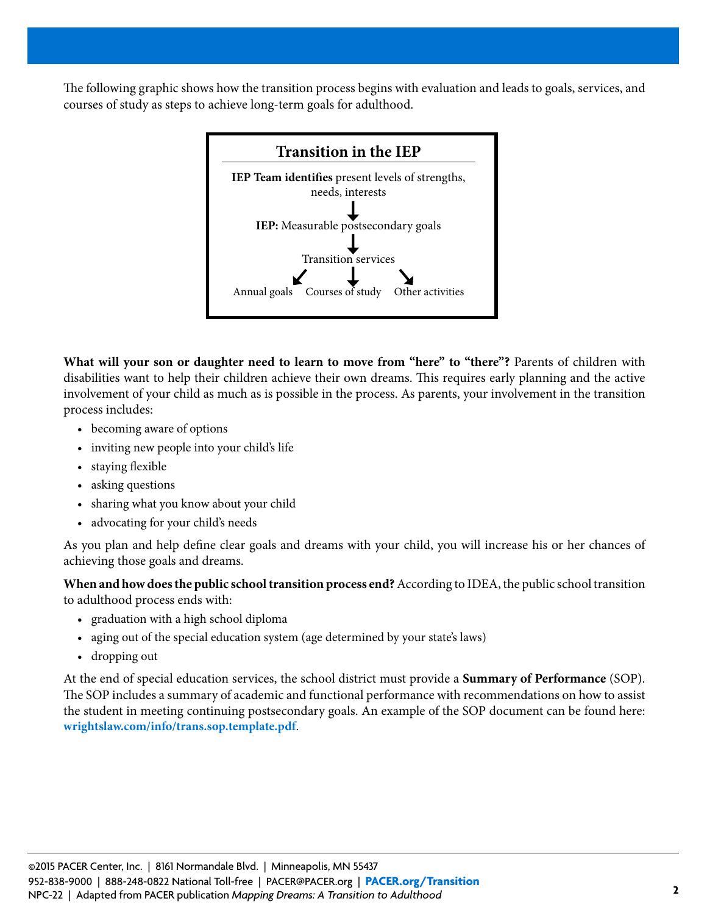The following graphic shows how the transition process begins with evaluation and leads to goals, services, and courses of study as steps to achieve long-term goals for adulthood.

**Transition in the IEP**

**IEP Team identifies** present levels of strengths, needs, interests

↓

**IEP:** Measurable postsecondary goals

↓

Transition services

↙ ↓ ↘

Annual goals | Courses of study | Other activities

**What will your son or daughter need to learn to move from "here" to "there"?** Parents of children with disabilities want to help their children achieve their own dreams. This requires early planning and the active involvement of your child as much as is possible in the process. As parents, your involvement in the transition process includes:

- becoming aware of options
- inviting new people into your child's life
- staying flexible
- asking questions
- sharing what you know about your child
- advocating for your child's needs

As you plan and help define clear goals and dreams with your child, you will increase his or her chances of achieving those goals and dreams.

**When and how does the public school transition process end?** According to IDEA, the public school transition to adulthood process ends with:

- graduation with a high school diploma
- aging out of the special education system (age determined by your state's laws)
- dropping out

At the end of special education services, the school district must provide a **Summary of Performance** (SOP). The SOP includes a summary of academic and functional performance with recommendations on how to assist the student in meeting continuing postsecondary goals. An example of the SOP document can be found here: **wrightslaw.com/info/trans.sop.template.pdf**.

©2015 PACER Center, Inc. | 8161 Normandale Blvd. | Minneapolis, MN 55437
952-838-9000 | 888-248-0822 National Toll-free | PACER@PACER.org | **PACER.org/Transition**
NPC-22 | Adapted from PACER publication *Mapping Dreams: A Transition to Adulthood*